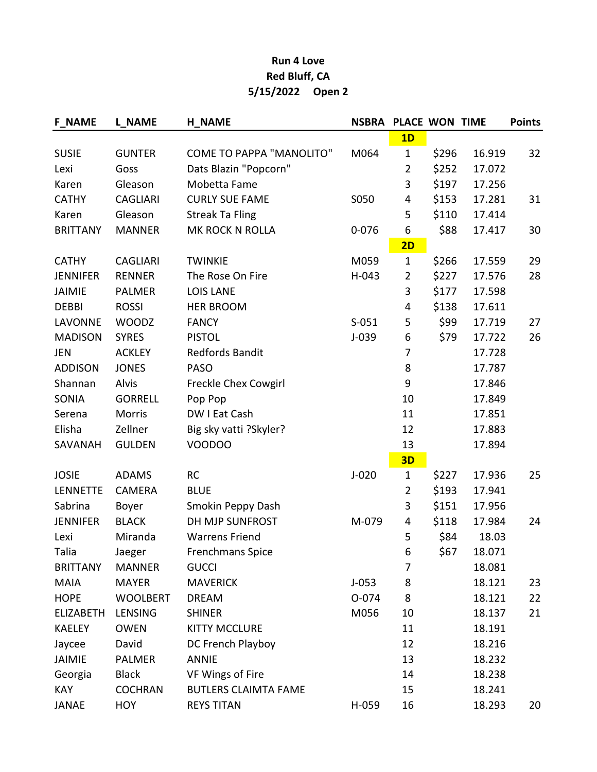**Run 4 Love**

**Red Bluff, CA**

**5/15/2022 Open 2**

| F_NAME | L_NAME | H_NAME | NSBRA | PLACE | WON | TIME | Points |
|---|---|---|---|---|---|---|---|
| | | | | **1D** | | | |
| SUSIE | GUNTER | COME TO PAPPA "MANOLITO" | M064 | 1 | $296 | 16.919 | 32 |
| Lexi | Goss | Dats Blazin "Popcorn" | | 2 | $252 | 17.072 | |
| Karen | Gleason | Mobetta Fame | | 3 | $197 | 17.256 | |
| CATHY | CAGLIARI | CURLY SUE FAME | S050 | 4 | $153 | 17.281 | 31 |
| Karen | Gleason | Streak Ta Fling | | 5 | $110 | 17.414 | |
| BRITTANY | MANNER | MK ROCK N ROLLA | 0-076 | 6 | $88 | 17.417 | 30 |
| | | | | **2D** | | | |
| CATHY | CAGLIARI | TWINKIE | M059 | 1 | $266 | 17.559 | 29 |
| JENNIFER | RENNER | The Rose On Fire | H-043 | 2 | $227 | 17.576 | 28 |
| JAIMIE | PALMER | LOIS LANE | | 3 | $177 | 17.598 | |
| DEBBI | ROSSI | HER BROOM | | 4 | $138 | 17.611 | |
| LAVONNE | WOODZ | FANCY | S-051 | 5 | $99 | 17.719 | 27 |
| MADISON | SYRES | PISTOL | J-039 | 6 | $79 | 17.722 | 26 |
| JEN | ACKLEY | Redfords Bandit | | 7 | | 17.728 | |
| ADDISON | JONES | PASO | | 8 | | 17.787 | |
| Shannan | Alvis | Freckle Chex Cowgirl | | 9 | | 17.846 | |
| SONIA | GORRELL | Pop Pop | | 10 | | 17.849 | |
| Serena | Morris | DW I Eat Cash | | 11 | | 17.851 | |
| Elisha | Zellner | Big sky vatti ?Skyler? | | 12 | | 17.883 | |
| SAVANAH | GULDEN | VOODOO | | 13 | | 17.894 | |
| | | | | **3D** | | | |
| JOSIE | ADAMS | RC | J-020 | 1 | $227 | 17.936 | 25 |
| LENNETTE | CAMERA | BLUE | | 2 | $193 | 17.941 | |
| Sabrina | Boyer | Smokin Peppy Dash | | 3 | $151 | 17.956 | |
| JENNIFER | BLACK | DH MJP SUNFROST | M-079 | 4 | $118 | 17.984 | 24 |
| Lexi | Miranda | Warrens Friend | | 5 | $84 | 18.03 | |
| Talia | Jaeger | Frenchmans Spice | | 6 | $67 | 18.071 | |
| BRITTANY | MANNER | GUCCI | | 7 | | 18.081 | |
| MAIA | MAYER | MAVERICK | J-053 | 8 | | 18.121 | 23 |
| HOPE | WOOLBERT | DREAM | O-074 | 8 | | 18.121 | 22 |
| ELIZABETH | LENSING | SHINER | M056 | 10 | | 18.137 | 21 |
| KAELEY | OWEN | KITTY MCCLURE | | 11 | | 18.191 | |
| Jaycee | David | DC French Playboy | | 12 | | 18.216 | |
| JAIMIE | PALMER | ANNIE | | 13 | | 18.232 | |
| Georgia | Black | VF Wings of Fire | | 14 | | 18.238 | |
| KAY | COCHRAN | BUTLERS CLAIMTA FAME | | 15 | | 18.241 | |
| JANAE | HOY | REYS TITAN | H-059 | 16 | | 18.293 | 20 |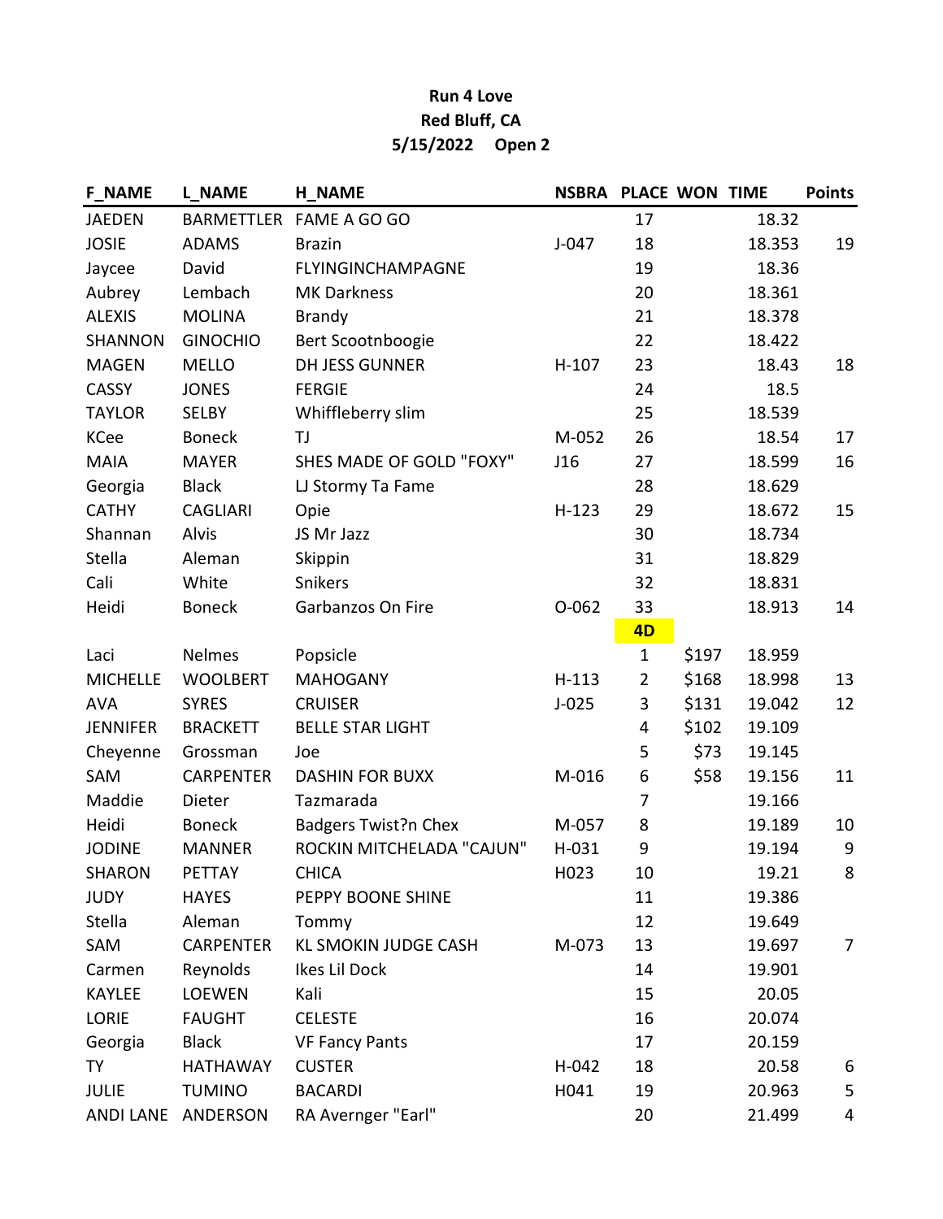**Run 4 Love**

**Red Bluff, CA**

**5/15/2022 Open 2**

| F_NAME | L_NAME | H_NAME | NSBRA | PLACE | WON | TIME | Points |
|---|---|---|---|---|---|---|---|
| JAEDEN | BARMETTLER | FAME A GO GO | | 17 | | 18.32 | |
| JOSIE | ADAMS | Brazin | J-047 | 18 | | 18.353 | 19 |
| Jaycee | David | FLYINGINCHAMPAGNE | | 19 | | 18.36 | |
| Aubrey | Lembach | MK Darkness | | 20 | | 18.361 | |
| ALEXIS | MOLINA | Brandy | | 21 | | 18.378 | |
| SHANNON | GINOCHIO | Bert Scootnboogie | | 22 | | 18.422 | |
| MAGEN | MELLO | DH JESS GUNNER | H-107 | 23 | | 18.43 | 18 |
| CASSY | JONES | FERGIE | | 24 | | 18.5 | |
| TAYLOR | SELBY | Whiffleberry slim | | 25 | | 18.539 | |
| KCee | Boneck | TJ | M-052 | 26 | | 18.54 | 17 |
| MAIA | MAYER | SHES MADE OF GOLD "FOXY" | J16 | 27 | | 18.599 | 16 |
| Georgia | Black | LJ Stormy Ta Fame | | 28 | | 18.629 | |
| CATHY | CAGLIARI | Opie | H-123 | 29 | | 18.672 | 15 |
| Shannan | Alvis | JS Mr Jazz | | 30 | | 18.734 | |
| Stella | Aleman | Skippin | | 31 | | 18.829 | |
| Cali | White | Snikers | | 32 | | 18.831 | |
| Heidi | Boneck | Garbanzos On Fire | O-062 | 33 | | 18.913 | 14 |
| | | | | **4D** | | | |
| Laci | Nelmes | Popsicle | | 1 | $197 | 18.959 | |
| MICHELLE | WOOLBERT | MAHOGANY | H-113 | 2 | $168 | 18.998 | 13 |
| AVA | SYRES | CRUISER | J-025 | 3 | $131 | 19.042 | 12 |
| JENNIFER | BRACKETT | BELLE STAR LIGHT | | 4 | $102 | 19.109 | |
| Cheyenne | Grossman | Joe | | 5 | $73 | 19.145 | |
| SAM | CARPENTER | DASHIN FOR BUXX | M-016 | 6 | $58 | 19.156 | 11 |
| Maddie | Dieter | Tazmarada | | 7 | | 19.166 | |
| Heidi | Boneck | Badgers Twist?n Chex | M-057 | 8 | | 19.189 | 10 |
| JODINE | MANNER | ROCKIN MITCHELADA "CAJUN" | H-031 | 9 | | 19.194 | 9 |
| SHARON | PETTAY | CHICA | H023 | 10 | | 19.21 | 8 |
| JUDY | HAYES | PEPPY BOONE SHINE | | 11 | | 19.386 | |
| Stella | Aleman | Tommy | | 12 | | 19.649 | |
| SAM | CARPENTER | KL SMOKIN JUDGE CASH | M-073 | 13 | | 19.697 | 7 |
| Carmen | Reynolds | Ikes Lil Dock | | 14 | | 19.901 | |
| KAYLEE | LOEWEN | Kali | | 15 | | 20.05 | |
| LORIE | FAUGHT | CELESTE | | 16 | | 20.074 | |
| Georgia | Black | VF Fancy Pants | | 17 | | 20.159 | |
| TY | HATHAWAY | CUSTER | H-042 | 18 | | 20.58 | 6 |
| JULIE | TUMINO | BACARDI | H041 | 19 | | 20.963 | 5 |
| ANDI LANE | ANDERSON | RA Avernger "Earl" | | 20 | | 21.499 | 4 |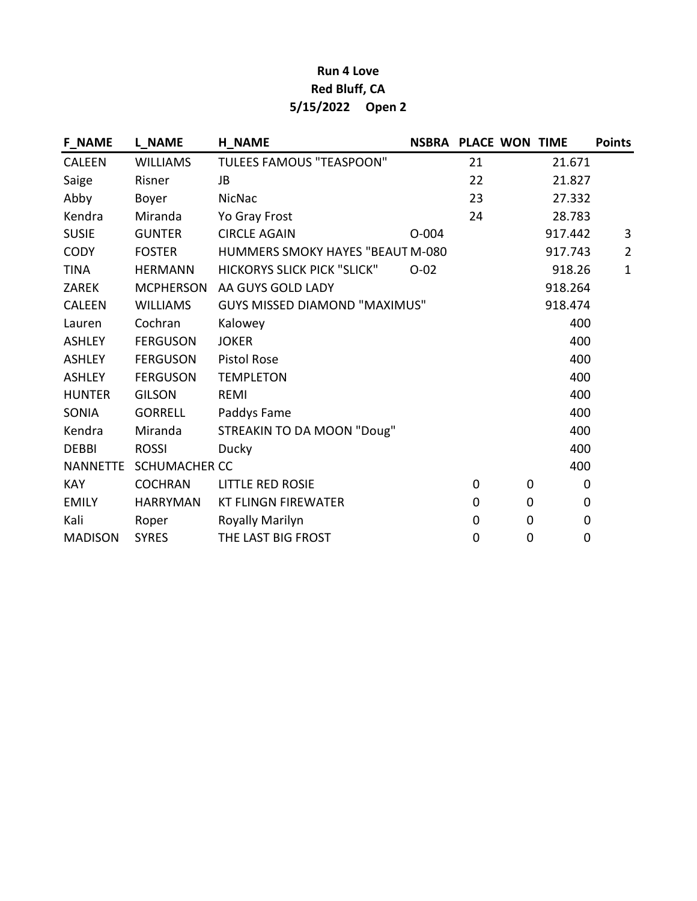**Run 4 Love**
**Red Bluff, CA**
**5/15/2022 Open 2**

| F_NAME | L_NAME | H_NAME | NSBRA | PLACE | WON | TIME | Points |
|---|---|---|---|---|---|---|---|
| CALEEN | WILLIAMS | TULEES FAMOUS "TEASPOON" | | 21 | | 21.671 | |
| Saige | Risner | JB | | 22 | | 21.827 | |
| Abby | Boyer | NicNac | | 23 | | 27.332 | |
| Kendra | Miranda | Yo Gray Frost | | 24 | | 28.783 | |
| SUSIE | GUNTER | CIRCLE AGAIN | O-004 | | | 917.442 | 3 |
| CODY | FOSTER | HUMMERS SMOKY HAYES "BEAUT | M-080 | | | 917.743 | 2 |
| TINA | HERMANN | HICKORYS SLICK PICK "SLICK" | O-02 | | | 918.26 | 1 |
| ZAREK | MCPHERSON | AA GUYS GOLD LADY | | | | 918.264 | |
| CALEEN | WILLIAMS | GUYS MISSED DIAMOND "MAXIMUS" | | | | 918.474 | |
| Lauren | Cochran | Kalowey | | | | 400 | |
| ASHLEY | FERGUSON | JOKER | | | | 400 | |
| ASHLEY | FERGUSON | Pistol Rose | | | | 400 | |
| ASHLEY | FERGUSON | TEMPLETON | | | | 400 | |
| HUNTER | GILSON | REMI | | | | 400 | |
| SONIA | GORRELL | Paddys Fame | | | | 400 | |
| Kendra | Miranda | STREAKIN TO DA MOON "Doug" | | | | 400 | |
| DEBBI | ROSSI | Ducky | | | | 400 | |
| NANNETTE | SCHUMACHER | CC | | | | 400 | |
| KAY | COCHRAN | LITTLE RED ROSIE | | 0 | 0 | 0 | |
| EMILY | HARRYMAN | KT FLINGN FIREWATER | | 0 | 0 | 0 | |
| Kali | Roper | Royally Marilyn | | 0 | 0 | 0 | |
| MADISON | SYRES | THE LAST BIG FROST | | 0 | 0 | 0 | |